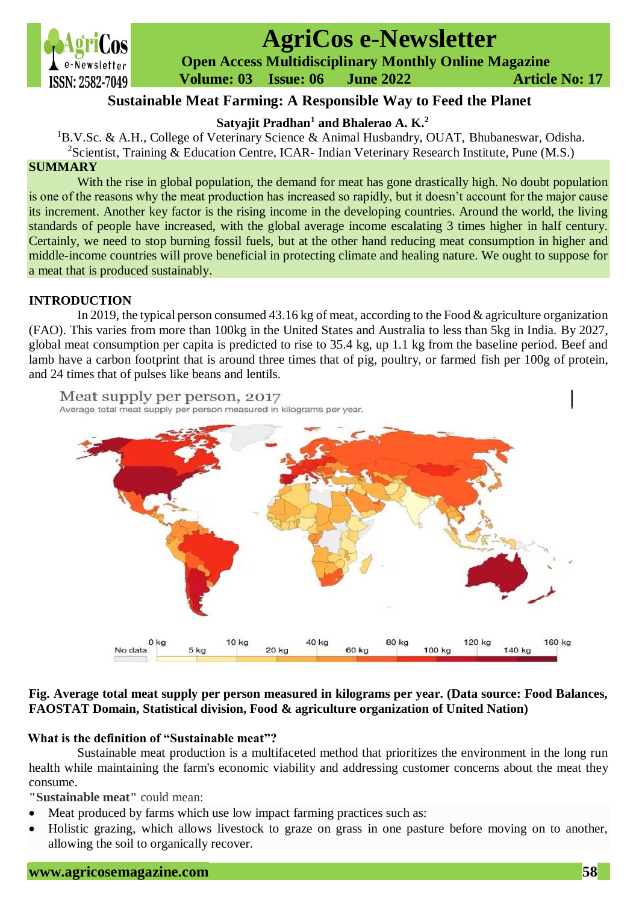# Sustainable Meat Farming: A Responsible Way to Feed the Planet

**Satyajit Pradhan[1] and Bhalerao A. K.[2]**

[1]B.V.Sc. & A.H., College of Veterinary Science & Animal Husbandry, OUAT, Bhubaneswar, Odisha.
[2]Scientist, Training & Education Centre, ICAR- Indian Veterinary Research Institute, Pune (M.S.)

## SUMMARY

With the rise in global population, the demand for meat has gone drastically high. No doubt population is one of the reasons why the meat production has increased so rapidly, but it doesn't account for the major cause its increment. Another key factor is the rising income in the developing countries. Around the world, the living standards of people have increased, with the global average income escalating 3 times higher in half century. Certainly, we need to stop burning fossil fuels, but at the other hand reducing meat consumption in higher and middle-income countries will prove beneficial in protecting climate and healing nature. We ought to suppose for a meat that is produced sustainably.

## INTRODUCTION

In 2019, the typical person consumed 43.16 kg of meat, according to the Food & agriculture organization (FAO). This varies from more than 100kg in the United States and Australia to less than 5kg in India. By 2027, global meat consumption per capita is predicted to rise to 35.4 kg, up 1.1 kg from the baseline period. Beef and lamb have a carbon footprint that is around three times that of pig, poultry, or farmed fish per 100g of protein, and 24 times that of pulses like beans and lentils.

**Fig. Average total meat supply per person measured in kilograms per year. (Data source: Food Balances, FAOSTAT Domain, Statistical division, Food & agriculture organization of United Nation)**

### What is the definition of "Sustainable meat"?

Sustainable meat production is a multifaceted method that prioritizes the environment in the long run health while maintaining the farm's economic viability and addressing customer concerns about the meat they consume.

**"Sustainable meat"** could mean:

- Meat produced by farms which use low impact farming practices such as:
- Holistic grazing, which allows livestock to graze on grass in one pasture before moving on to another, allowing the soil to organically recover.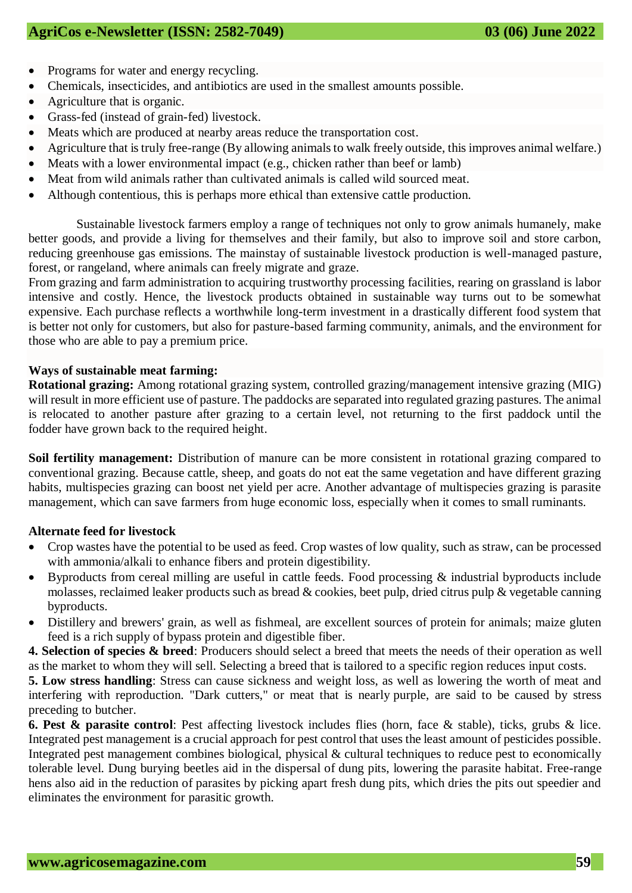- Programs for water and energy recycling.
- Chemicals, insecticides, and antibiotics are used in the smallest amounts possible.
- Agriculture that is organic.
- Grass-fed (instead of grain-fed) livestock.
- Meats which are produced at nearby areas reduce the transportation cost.
- Agriculture that is truly free-range (By allowing animals to walk freely outside, this improves animal welfare.)
- Meats with a lower environmental impact (e.g., chicken rather than beef or lamb)
- Meat from wild animals rather than cultivated animals is called wild sourced meat.
- Although contentious, this is perhaps more ethical than extensive cattle production.

Sustainable livestock farmers employ a range of techniques not only to grow animals humanely, make better goods, and provide a living for themselves and their family, but also to improve soil and store carbon, reducing greenhouse gas emissions. The mainstay of sustainable livestock production is well-managed pasture, forest, or rangeland, where animals can freely migrate and graze.

From grazing and farm administration to acquiring trustworthy processing facilities, rearing on grassland is labor intensive and costly. Hence, the livestock products obtained in sustainable way turns out to be somewhat expensive. Each purchase reflects a worthwhile long-term investment in a drastically different food system that is better not only for customers, but also for pasture-based farming community, animals, and the environment for those who are able to pay a premium price.

**Ways of sustainable meat farming:**

**Rotational grazing:** Among rotational grazing system, controlled grazing/management intensive grazing (MIG) will result in more efficient use of pasture. The paddocks are separated into regulated grazing pastures. The animal is relocated to another pasture after grazing to a certain level, not returning to the first paddock until the fodder have grown back to the required height.

**Soil fertility management:** Distribution of manure can be more consistent in rotational grazing compared to conventional grazing. Because cattle, sheep, and goats do not eat the same vegetation and have different grazing habits, multispecies grazing can boost net yield per acre. Another advantage of multispecies grazing is parasite management, which can save farmers from huge economic loss, especially when it comes to small ruminants.

**Alternate feed for livestock**

- Crop wastes have the potential to be used as feed. Crop wastes of low quality, such as straw, can be processed with ammonia/alkali to enhance fibers and protein digestibility.
- Byproducts from cereal milling are useful in cattle feeds. Food processing & industrial byproducts include molasses, reclaimed leaker products such as bread & cookies, beet pulp, dried citrus pulp & vegetable canning byproducts.
- Distillery and brewers' grain, as well as fishmeal, are excellent sources of protein for animals; maize gluten feed is a rich supply of bypass protein and digestible fiber.

**4. Selection of species & breed**: Producers should select a breed that meets the needs of their operation as well as the market to whom they will sell. Selecting a breed that is tailored to a specific region reduces input costs.

**5. Low stress handling**: Stress can cause sickness and weight loss, as well as lowering the worth of meat and interfering with reproduction. "Dark cutters," or meat that is nearly purple, are said to be caused by stress preceding to butcher.

**6. Pest & parasite control**: Pest affecting livestock includes flies (horn, face & stable), ticks, grubs & lice. Integrated pest management is a crucial approach for pest control that uses the least amount of pesticides possible. Integrated pest management combines biological, physical & cultural techniques to reduce pest to economically tolerable level. Dung burying beetles aid in the dispersal of dung pits, lowering the parasite habitat. Free-range hens also aid in the reduction of parasites by picking apart fresh dung pits, which dries the pits out speedier and eliminates the environment for parasitic growth.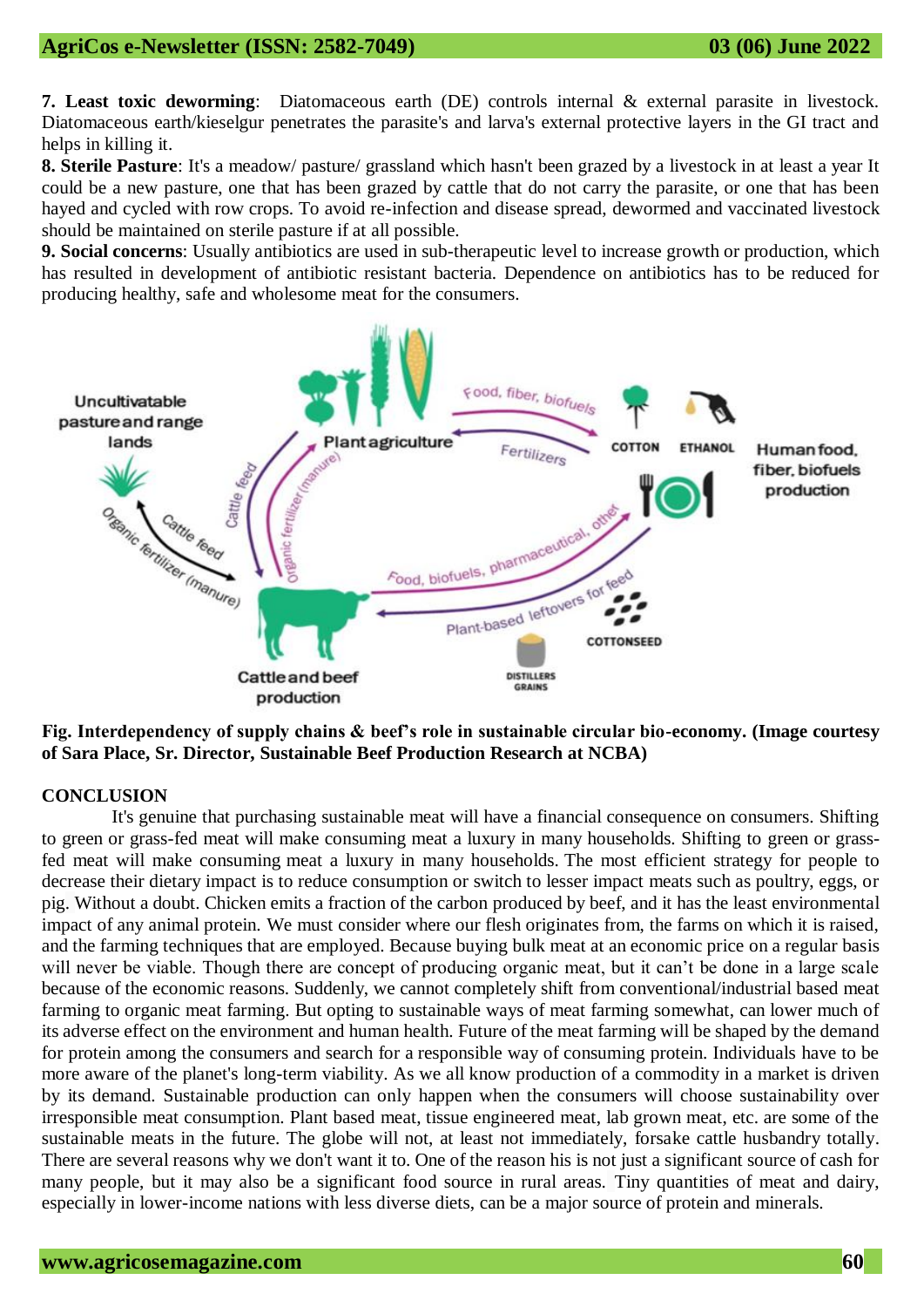**7. Least toxic deworming**: Diatomaceous earth (DE) controls internal & external parasite in livestock. Diatomaceous earth/kieselgur penetrates the parasite's and larva's external protective layers in the GI tract and helps in killing it.

**8. Sterile Pasture**: It's a meadow/ pasture/ grassland which hasn't been grazed by a livestock in at least a year It could be a new pasture, one that has been grazed by cattle that do not carry the parasite, or one that has been hayed and cycled with row crops. To avoid re-infection and disease spread, dewormed and vaccinated livestock should be maintained on sterile pasture if at all possible.

**9. Social concerns**: Usually antibiotics are used in sub-therapeutic level to increase growth or production, which has resulted in development of antibiotic resistant bacteria. Dependence on antibiotics has to be reduced for producing healthy, safe and wholesome meat for the consumers.

**Fig. Interdependency of supply chains & beef's role in sustainable circular bio-economy. (Image courtesy of Sara Place, Sr. Director, Sustainable Beef Production Research at NCBA)**

**CONCLUSION**

It's genuine that purchasing sustainable meat will have a financial consequence on consumers. Shifting to green or grass-fed meat will make consuming meat a luxury in many households. Shifting to green or grass-fed meat will make consuming meat a luxury in many households. The most efficient strategy for people to decrease their dietary impact is to reduce consumption or switch to lesser impact meats such as poultry, eggs, or pig. Without a doubt. Chicken emits a fraction of the carbon produced by beef, and it has the least environmental impact of any animal protein. We must consider where our flesh originates from, the farms on which it is raised, and the farming techniques that are employed. Because buying bulk meat at an economic price on a regular basis will never be viable. Though there are concept of producing organic meat, but it can't be done in a large scale because of the economic reasons. Suddenly, we cannot completely shift from conventional/industrial based meat farming to organic meat farming. But opting to sustainable ways of meat farming somewhat, can lower much of its adverse effect on the environment and human health. Future of the meat farming will be shaped by the demand for protein among the consumers and search for a responsible way of consuming protein. Individuals have to be more aware of the planet's long-term viability. As we all know production of a commodity in a market is driven by its demand. Sustainable production can only happen when the consumers will choose sustainability over irresponsible meat consumption. Plant based meat, tissue engineered meat, lab grown meat, etc. are some of the sustainable meats in the future. The globe will not, at least not immediately, forsake cattle husbandry totally. There are several reasons why we don't want it to. One of the reason his is not just a significant source of cash for many people, but it may also be a significant food source in rural areas. Tiny quantities of meat and dairy, especially in lower-income nations with less diverse diets, can be a major source of protein and minerals.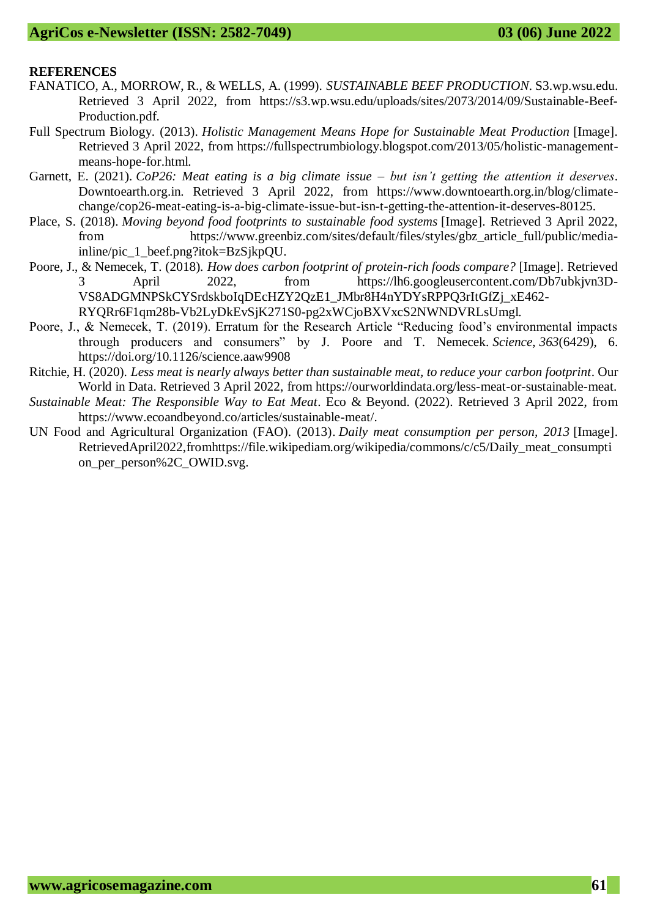**REFERENCES**

FANATICO, A., MORROW, R., & WELLS, A. (1999). *SUSTAINABLE BEEF PRODUCTION*. S3.wp.wsu.edu. Retrieved 3 April 2022, from https://s3.wp.wsu.edu/uploads/sites/2073/2014/09/Sustainable-Beef-Production.pdf.

Full Spectrum Biology. (2013). *Holistic Management Means Hope for Sustainable Meat Production* [Image]. Retrieved 3 April 2022, from https://fullspectrumbiology.blogspot.com/2013/05/holistic-management-means-hope-for.html.

Garnett, E. (2021). *CoP26: Meat eating is a big climate issue – but isn't getting the attention it deserves*. Downtoearth.org.in. Retrieved 3 April 2022, from https://www.downtoearth.org.in/blog/climate-change/cop26-meat-eating-is-a-big-climate-issue-but-isn-t-getting-the-attention-it-deserves-80125.

Place, S. (2018). *Moving beyond food footprints to sustainable food systems* [Image]. Retrieved 3 April 2022, from https://www.greenbiz.com/sites/default/files/styles/gbz_article_full/public/media-inline/pic_1_beef.png?itok=BzSjkpQU.

Poore, J., & Nemecek, T. (2018). *How does carbon footprint of protein-rich foods compare?* [Image]. Retrieved 3 April 2022, from https://lh6.googleusercontent.com/Db7ubkjvn3D-VS8ADGMNPSkCYSrdskboIqDEcHZY2QzE1_JMbr8H4nYDYsRPPQ3rItGfZj_xE462-RYQRr6F1qm28b-Vb2LyDkEvSjK271S0-pg2xWCjoBXVxcS2NWNDVRLsUmgl.

Poore, J., & Nemecek, T. (2019). Erratum for the Research Article "Reducing food's environmental impacts through producers and consumers" by J. Poore and T. Nemecek. *Science*, *363*(6429), 6. https://doi.org/10.1126/science.aaw9908

Ritchie, H. (2020). *Less meat is nearly always better than sustainable meat, to reduce your carbon footprint*. Our World in Data. Retrieved 3 April 2022, from https://ourworldindata.org/less-meat-or-sustainable-meat.

*Sustainable Meat: The Responsible Way to Eat Meat*. Eco & Beyond. (2022). Retrieved 3 April 2022, from https://www.ecoandbeyond.co/articles/sustainable-meat/.

UN Food and Agricultural Organization (FAO). (2013). *Daily meat consumption per person, 2013* [Image]. RetrievedApril2022,fromhttps://file.wikipediam.org/wikipedia/commons/c/c5/Daily_meat_consumption_per_person%2C_OWID.svg.